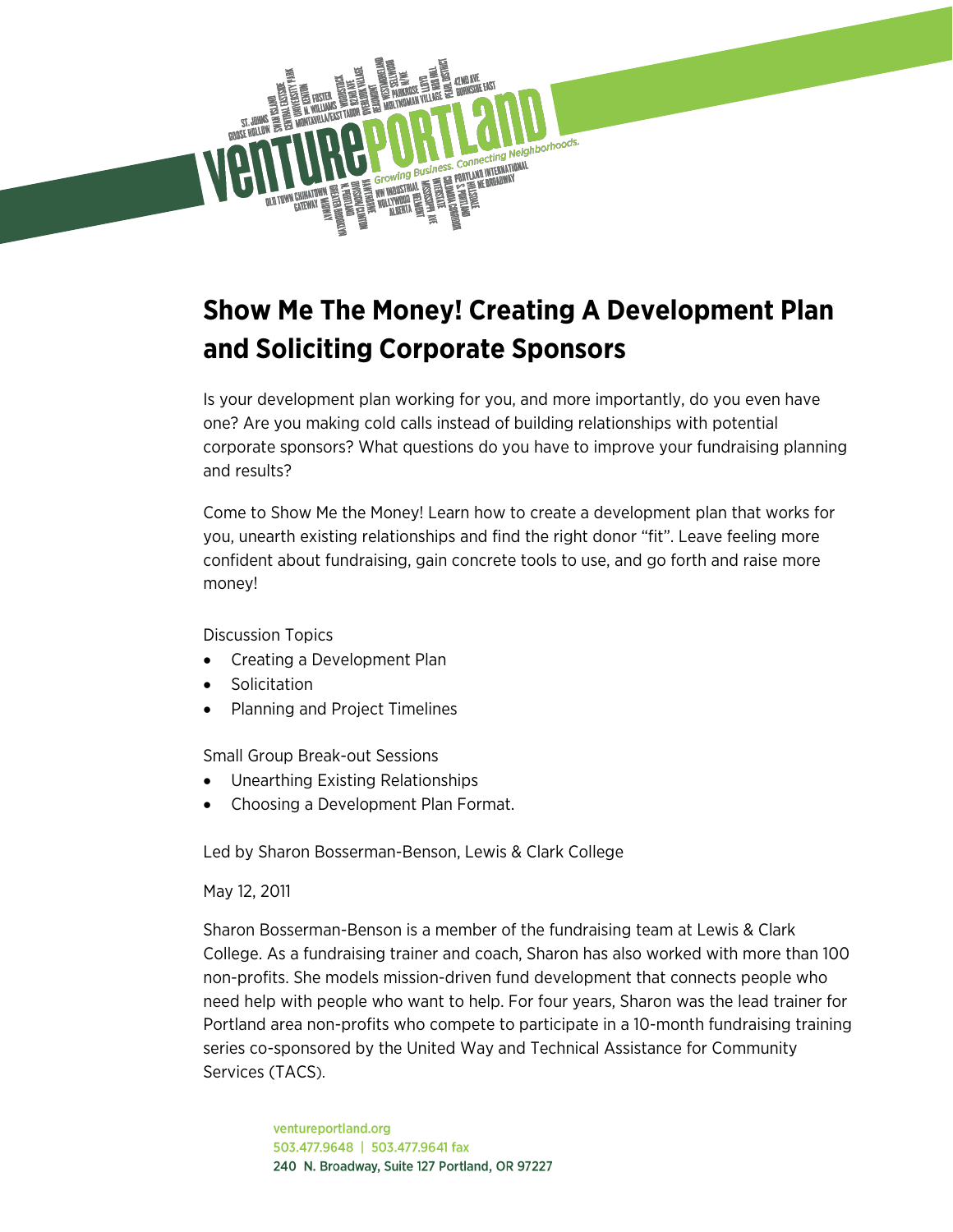# Show Me The Money! Creating A Development Plan and Soliciting Corporate Sponsors

Is your development plan working for you, and more importantly, do you even have one? Are you making cold calls instead of building relationships with potential corporate sponsors? What questions do you have to improve your fundraising planning and results?

Come to Show Me the Money! Learn how to create a development plan that works for you, unearth existing relationships and find the right donor "fit". Leave feeling more confident about fundraising, gain concrete tools to use, and go forth and raise more money!

Discussion Topics

- Creating a Development Plan
- Solicitation
- Planning and Project Timelines

Small Group Break-out Sessions

- Unearthing Existing Relationships
- Choosing a Development Plan Format.

Led by Sharon Bosserman-Benson, Lewis & Clark College

May 12, 2011

Sharon Bosserman-Benson is a member of the fundraising team at Lewis & Clark College. As a fundraising trainer and coach, Sharon has also worked with more than 100 non-profits. She models mission-driven fund development that connects people who need help with people who want to help. For four years, Sharon was the lead trainer for Portland area non-profits who compete to participate in a 10-month fundraising training series co-sponsored by the United Way and Technical Assistance for Community Services (TACS).

ventureportland.org
503.477.9648 | 503.477.9641 fax
240 N. Broadway, Suite 127 Portland, OR 97227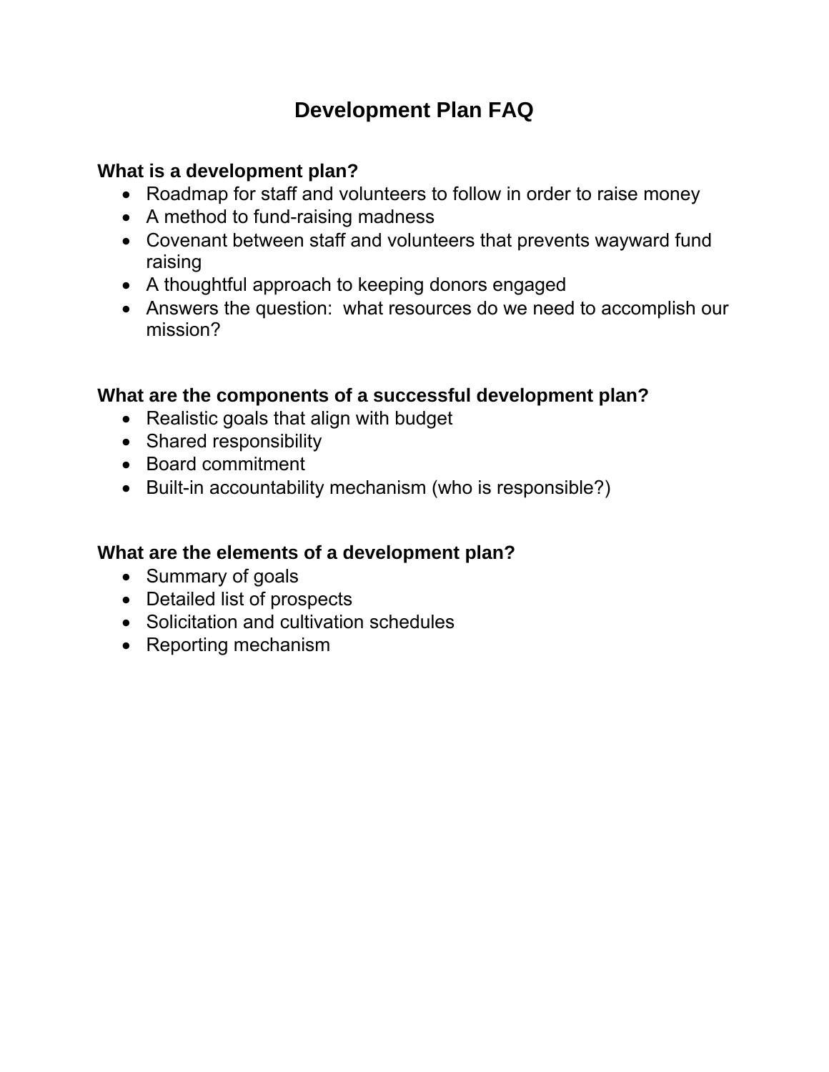# Development Plan FAQ

**What is a development plan?**

- Roadmap for staff and volunteers to follow in order to raise money
- A method to fund-raising madness
- Covenant between staff and volunteers that prevents wayward fund raising
- A thoughtful approach to keeping donors engaged
- Answers the question: what resources do we need to accomplish our mission?

**What are the components of a successful development plan?**

- Realistic goals that align with budget
- Shared responsibility
- Board commitment
- Built-in accountability mechanism (who is responsible?)

**What are the elements of a development plan?**

- Summary of goals
- Detailed list of prospects
- Solicitation and cultivation schedules
- Reporting mechanism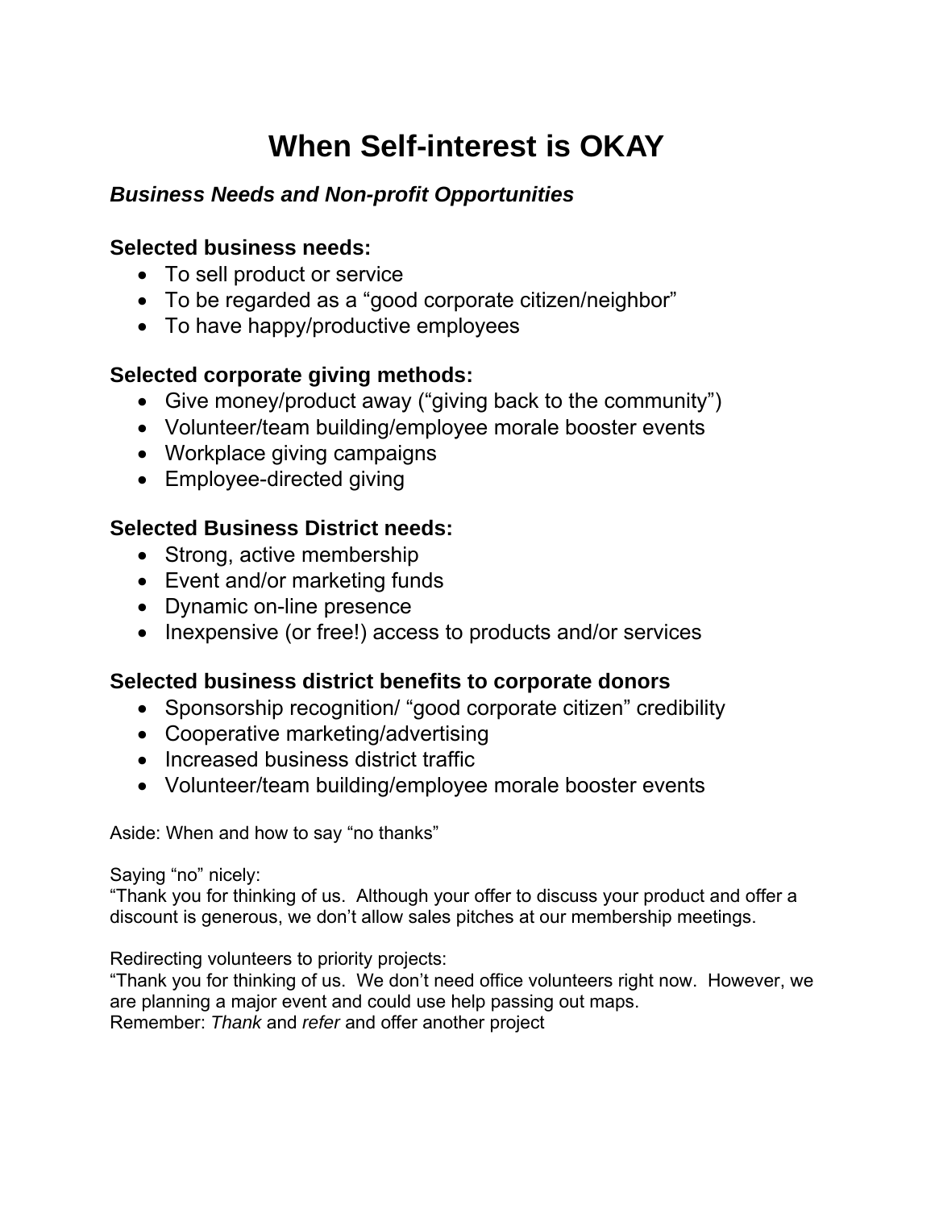# When Self-interest is OKAY

## *Business Needs and Non-profit Opportunities*

### Selected business needs:

- To sell product or service
- To be regarded as a "good corporate citizen/neighbor"
- To have happy/productive employees

### Selected corporate giving methods:

- Give money/product away ("giving back to the community")
- Volunteer/team building/employee morale booster events
- Workplace giving campaigns
- Employee-directed giving

### Selected Business District needs:

- Strong, active membership
- Event and/or marketing funds
- Dynamic on-line presence
- Inexpensive (or free!) access to products and/or services

### Selected business district benefits to corporate donors

- Sponsorship recognition/ "good corporate citizen" credibility
- Cooperative marketing/advertising
- Increased business district traffic
- Volunteer/team building/employee morale booster events

Aside: When and how to say "no thanks"

Saying "no" nicely:
"Thank you for thinking of us. Although your offer to discuss your product and offer a discount is generous, we don't allow sales pitches at our membership meetings.

Redirecting volunteers to priority projects:
"Thank you for thinking of us. We don't need office volunteers right now. However, we are planning a major event and could use help passing out maps.
Remember: *Thank* and *refer* and offer another project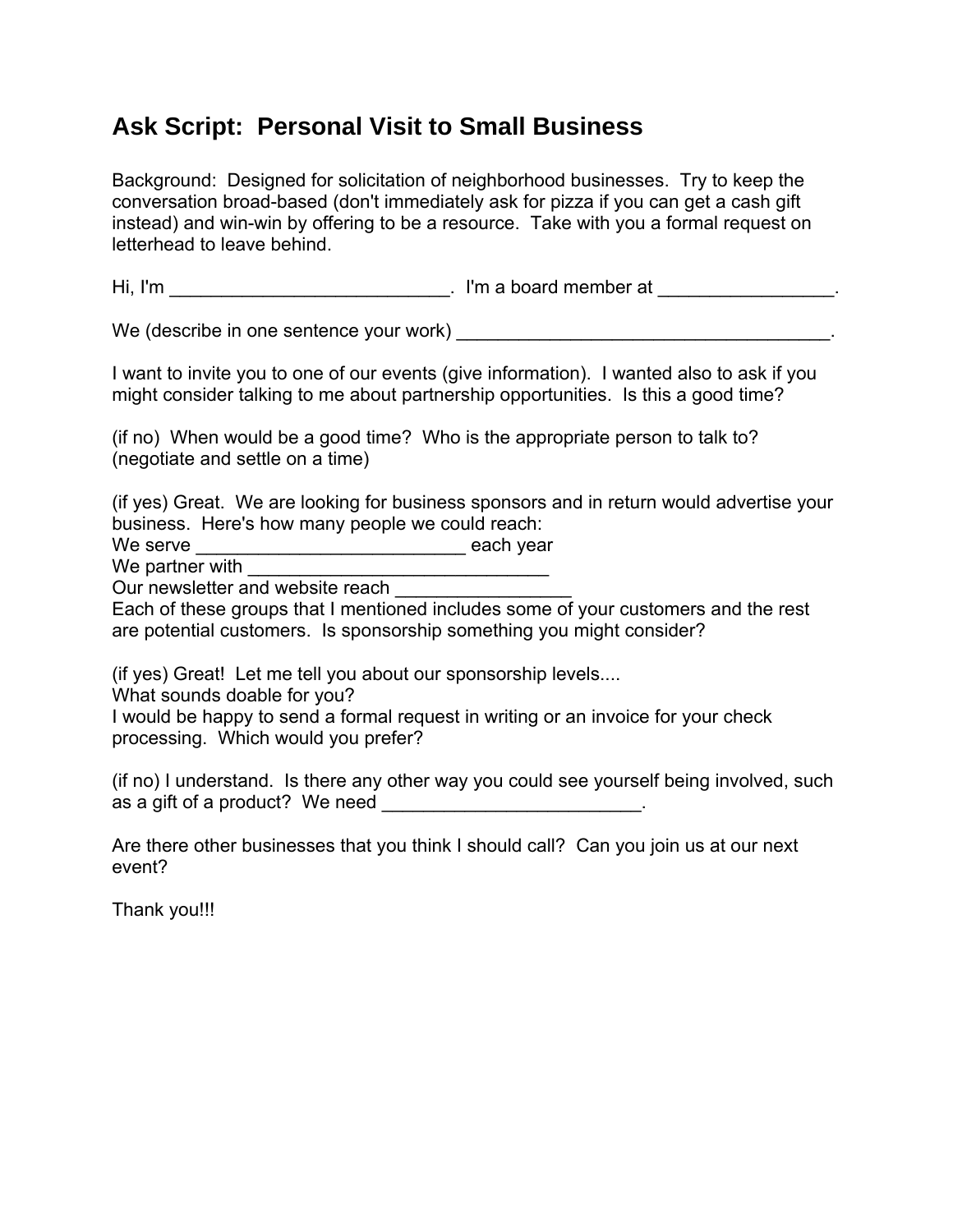# Ask Script: Personal Visit to Small Business

Background: Designed for solicitation of neighborhood businesses. Try to keep the conversation broad-based (don't immediately ask for pizza if you can get a cash gift instead) and win-win by offering to be a resource. Take with you a formal request on letterhead to leave behind.

Hi, I'm ___________________________. I'm a board member at _________________.

We (describe in one sentence your work) _____________________________________.

I want to invite you to one of our events (give information). I wanted also to ask if you might consider talking to me about partnership opportunities. Is this a good time?

(if no) When would be a good time? Who is the appropriate person to talk to? (negotiate and settle on a time)

(if yes) Great. We are looking for business sponsors and in return would advertise your business. Here's how many people we could reach:
We serve __________________________ each year
We partner with _____________________________
Our newsletter and website reach ________________
Each of these groups that I mentioned includes some of your customers and the rest are potential customers. Is sponsorship something you might consider?

(if yes) Great! Let me tell you about our sponsorship levels....
What sounds doable for you?
I would be happy to send a formal request in writing or an invoice for your check processing. Which would you prefer?

(if no) I understand. Is there any other way you could see yourself being involved, such as a gift of a product? We need _________________________.

Are there other businesses that you think I should call? Can you join us at our next event?

Thank you!!!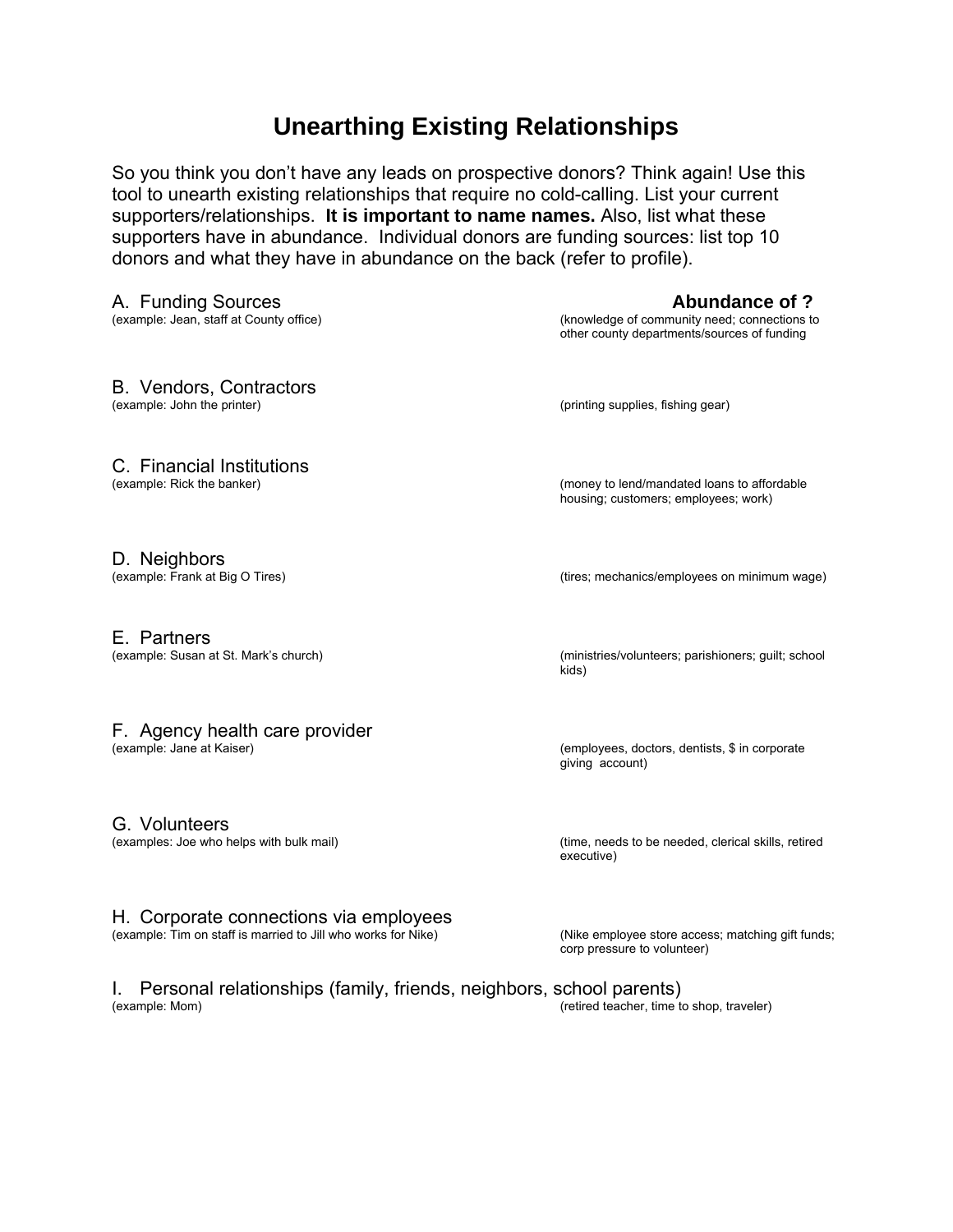# Unearthing Existing Relationships

So you think you don't have any leads on prospective donors? Think again! Use this tool to unearth existing relationships that require no cold-calling. List your current supporters/relationships. **It is important to name names.** Also, list what these supporters have in abundance. Individual donors are funding sources: list top 10 donors and what they have in abundance on the back (refer to profile).

| | **Abundance of ?** |
|---|---|
| A. Funding Sources<br>(example: Jean, staff at County office) | (knowledge of community need; connections to other county departments/sources of funding |
| B. Vendors, Contractors<br>(example: John the printer) | (printing supplies, fishing gear) |
| C. Financial Institutions<br>(example: Rick the banker) | (money to lend/mandated loans to affordable housing; customers; employees; work) |
| D. Neighbors<br>(example: Frank at Big O Tires) | (tires; mechanics/employees on minimum wage) |
| E. Partners<br>(example: Susan at St. Mark's church) | (ministries/volunteers; parishioners; guilt; school kids) |
| F. Agency health care provider<br>(example: Jane at Kaiser) | (employees, doctors, dentists, $ in corporate giving account) |
| G. Volunteers<br>(examples: Joe who helps with bulk mail) | (time, needs to be needed, clerical skills, retired executive) |
| H. Corporate connections via employees<br>(example: Tim on staff is married to Jill who works for Nike) | (Nike employee store access; matching gift funds; corp pressure to volunteer) |
| I. Personal relationships (family, friends, neighbors, school parents)<br>(example: Mom) | (retired teacher, time to shop, traveler) |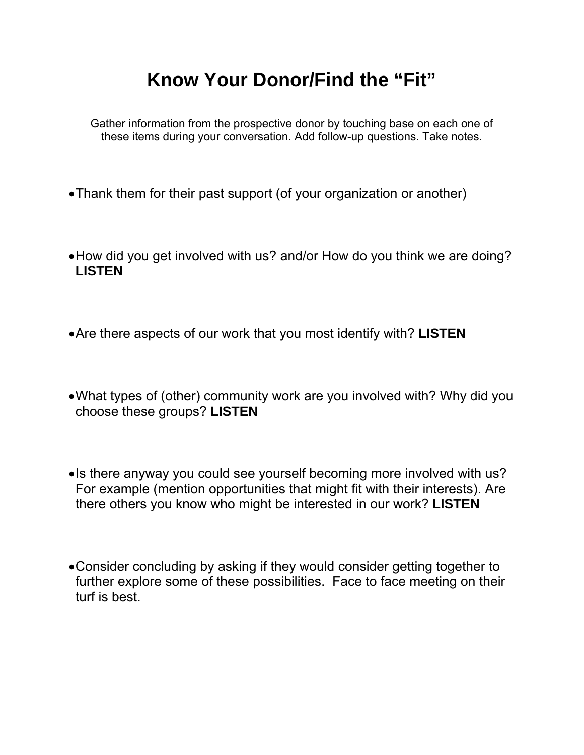# Know Your Donor/Find the "Fit"

Gather information from the prospective donor by touching base on each one of these items during your conversation. Add follow-up questions. Take notes.

- Thank them for their past support (of your organization or another)

- How did you get involved with us? and/or How do you think we are doing? **LISTEN**

- Are there aspects of our work that you most identify with? **LISTEN**

- What types of (other) community work are you involved with? Why did you choose these groups? **LISTEN**

- Is there anyway you could see yourself becoming more involved with us? For example (mention opportunities that might fit with their interests). Are there others you know who might be interested in our work? **LISTEN**

- Consider concluding by asking if they would consider getting together to further explore some of these possibilities. Face to face meeting on their turf is best.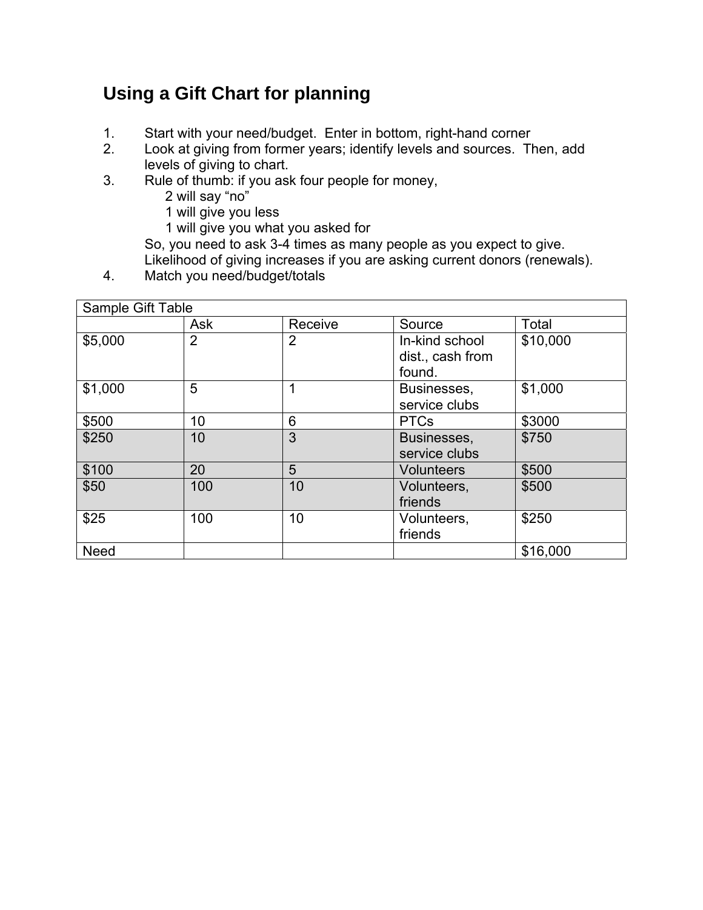## Using a Gift Chart for planning

1. Start with your need/budget. Enter in bottom, right-hand corner
2. Look at giving from former years; identify levels and sources. Then, add levels of giving to chart.
3. Rule of thumb: if you ask four people for money,
   - 2 will say "no"
   - 1 will give you less
   - 1 will give you what you asked for

   So, you need to ask 3-4 times as many people as you expect to give. Likelihood of giving increases if you are asking current donors (renewals).
4. Match you need/budget/totals

| Sample Gift Table | | | | |
|---|---|---|---|---|
| | Ask | Receive | Source | Total |
| $5,000 | 2 | 2 | In-kind school dist., cash from found. | $10,000 |
| $1,000 | 5 | 1 | Businesses, service clubs | $1,000 |
| $500 | 10 | 6 | PTCs | $3000 |
| $250 | 10 | 3 | Businesses, service clubs | $750 |
| $100 | 20 | 5 | Volunteers | $500 |
| $50 | 100 | 10 | Volunteers, friends | $500 |
| $25 | 100 | 10 | Volunteers, friends | $250 |
| Need | | | | $16,000 |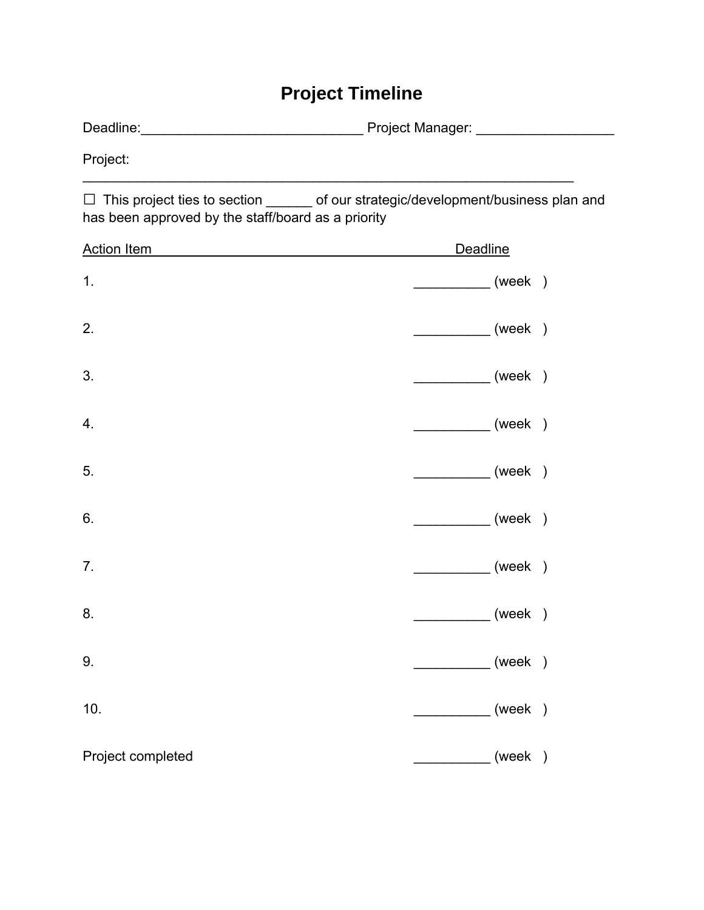# Project Timeline

Deadline:______________________________ Project Manager: __________________

Project:
_________________________________________________________________

☐ This project ties to section ______ of our strategic/development/business plan and has been approved by the staff/board as a priority

| Action Item | Deadline |
|---|---|
| 1. | __________ (week ) |
| 2. | __________ (week ) |
| 3. | __________ (week ) |
| 4. | __________ (week ) |
| 5. | __________ (week ) |
| 6. | __________ (week ) |
| 7. | __________ (week ) |
| 8. | __________ (week ) |
| 9. | __________ (week ) |
| 10. | __________ (week ) |
| Project completed | __________ (week ) |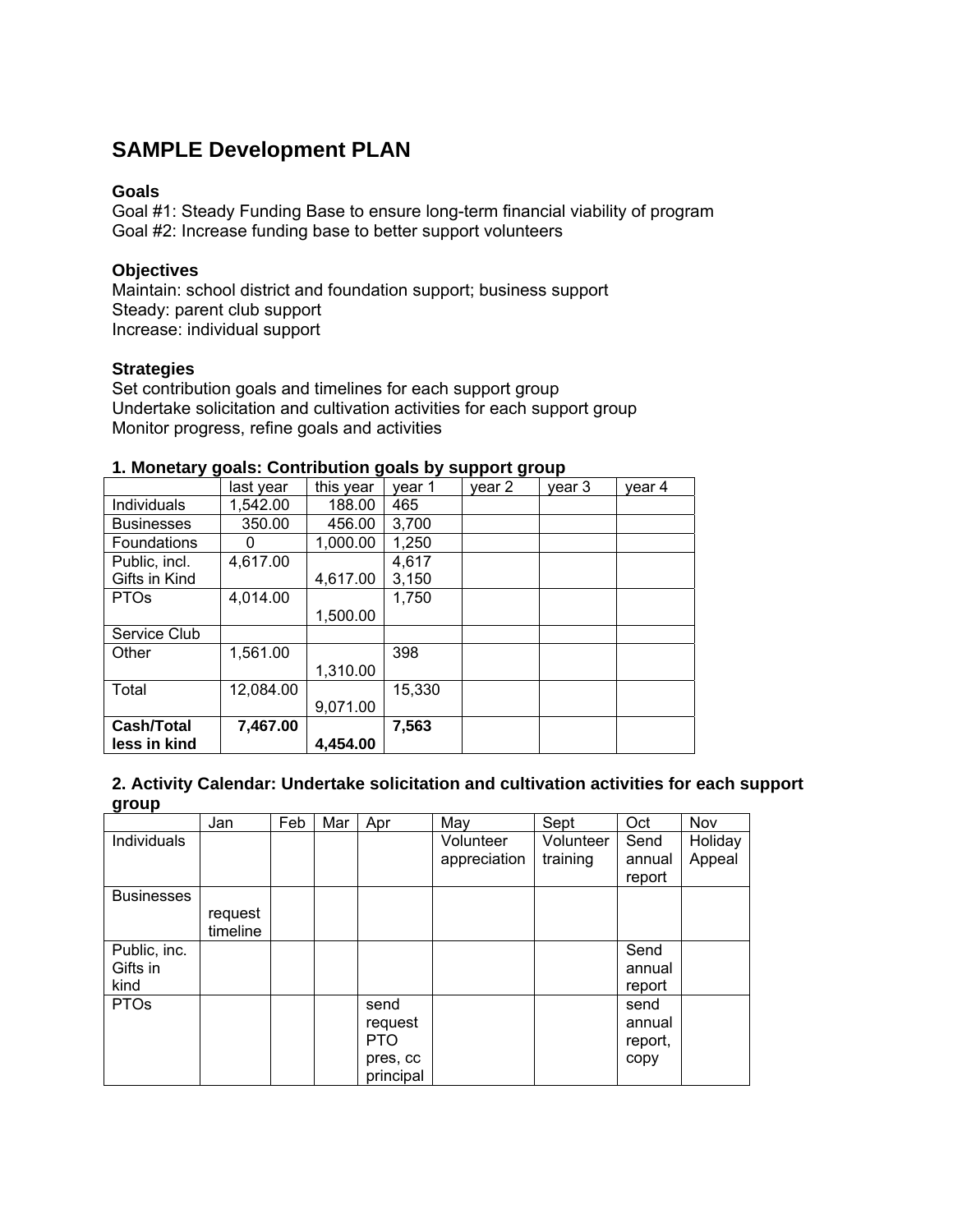## SAMPLE Development PLAN

### Goals

Goal #1: Steady Funding Base to ensure long-term financial viability of program
Goal #2: Increase funding base to better support volunteers

### Objectives

Maintain: school district and foundation support; business support
Steady: parent club support
Increase: individual support

### Strategies

Set contribution goals and timelines for each support group
Undertake solicitation and cultivation activities for each support group
Monitor progress, refine goals and activities

### 1. Monetary goals: Contribution goals by support group

| | last year | this year | year 1 | year 2 | year 3 | year 4 |
|---|---|---|---|---|---|---|
| Individuals | 1,542.00 | 188.00 | 465 | | | |
| Businesses | 350.00 | 456.00 | 3,700 | | | |
| Foundations | 0 | 1,000.00 | 1,250 | | | |
| Public, incl. Gifts in Kind | 4,617.00 | 4,617.00 | 4,617 3,150 | | | |
| PTOs | 4,014.00 | 1,500.00 | 1,750 | | | |
| Service Club | | | | | | |
| Other | 1,561.00 | 1,310.00 | 398 | | | |
| Total | 12,084.00 | 9,071.00 | 15,330 | | | |
| **Cash/Total less in kind** | **7,467.00** | **4,454.00** | **7,563** | | | |

### 2. Activity Calendar: Undertake solicitation and cultivation activities for each support group

| | Jan | Feb | Mar | Apr | May | Sept | Oct | Nov |
|---|---|---|---|---|---|---|---|---|
| Individuals | | | | | Volunteer appreciation | Volunteer training | Send annual report | Holiday Appeal |
| Businesses | request timeline | | | | | | | |
| Public, inc. Gifts in kind | | | | | | | Send annual report | |
| PTOs | | | | send request PTO pres, cc principal | | | send annual report, copy | |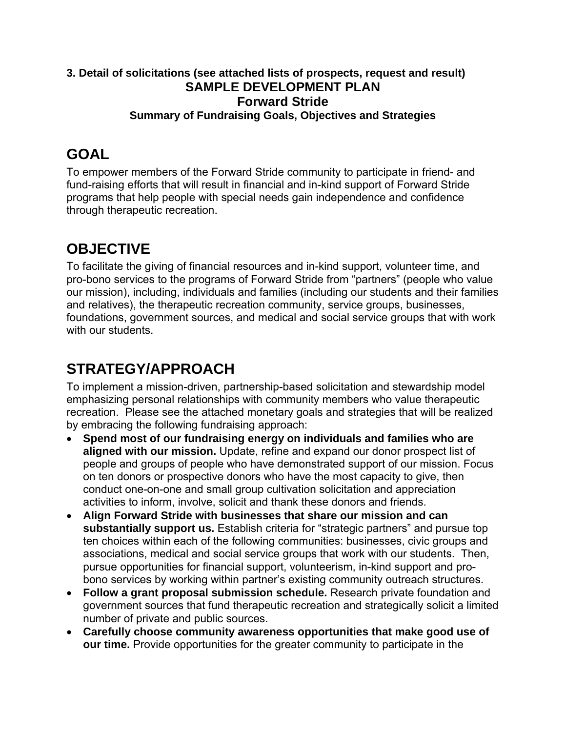**3. Detail of solicitations (see attached lists of prospects, request and result)**

**SAMPLE DEVELOPMENT PLAN**

**Forward Stride**

**Summary of Fundraising Goals, Objectives and Strategies**

# GOAL

To empower members of the Forward Stride community to participate in friend- and fund-raising efforts that will result in financial and in-kind support of Forward Stride programs that help people with special needs gain independence and confidence through therapeutic recreation.

# OBJECTIVE

To facilitate the giving of financial resources and in-kind support, volunteer time, and pro-bono services to the programs of Forward Stride from "partners" (people who value our mission), including, individuals and families (including our students and their families and relatives), the therapeutic recreation community, service groups, businesses, foundations, government sources, and medical and social service groups that with work with our students.

# STRATEGY/APPROACH

To implement a mission-driven, partnership-based solicitation and stewardship model emphasizing personal relationships with community members who value therapeutic recreation. Please see the attached monetary goals and strategies that will be realized by embracing the following fundraising approach:

- **Spend most of our fundraising energy on individuals and families who are aligned with our mission.** Update, refine and expand our donor prospect list of people and groups of people who have demonstrated support of our mission. Focus on ten donors or prospective donors who have the most capacity to give, then conduct one-on-one and small group cultivation solicitation and appreciation activities to inform, involve, solicit and thank these donors and friends.
- **Align Forward Stride with businesses that share our mission and can substantially support us.** Establish criteria for "strategic partners" and pursue top ten choices within each of the following communities: businesses, civic groups and associations, medical and social service groups that work with our students. Then, pursue opportunities for financial support, volunteerism, in-kind support and pro-bono services by working within partner's existing community outreach structures.
- **Follow a grant proposal submission schedule.** Research private foundation and government sources that fund therapeutic recreation and strategically solicit a limited number of private and public sources.
- **Carefully choose community awareness opportunities that make good use of our time.** Provide opportunities for the greater community to participate in the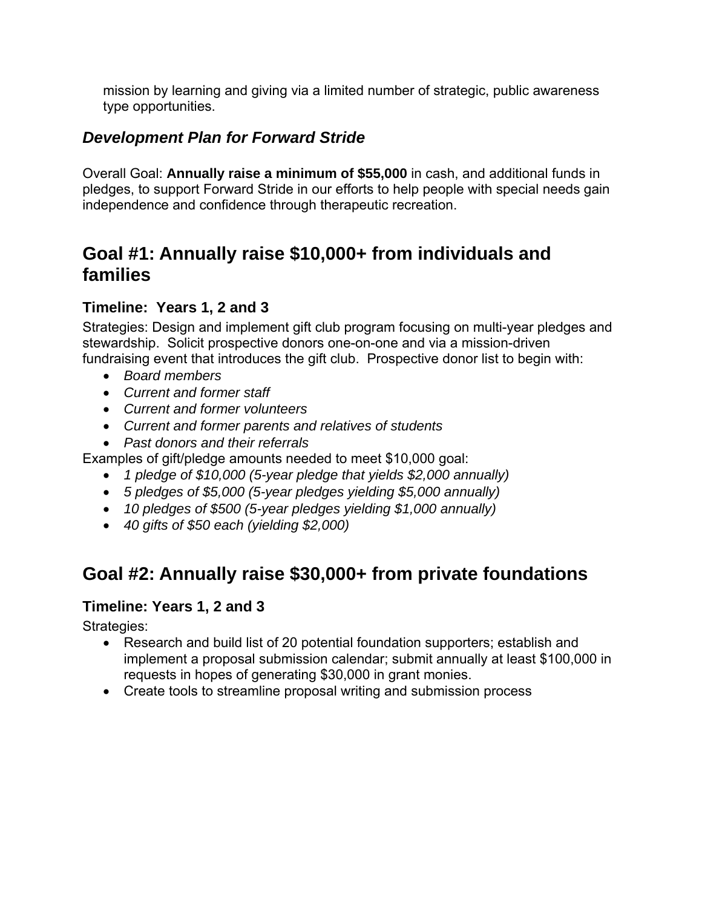mission by learning and giving via a limited number of strategic, public awareness type opportunities.

### *Development Plan for Forward Stride*

Overall Goal: **Annually raise a minimum of $55,000** in cash, and additional funds in pledges, to support Forward Stride in our efforts to help people with special needs gain independence and confidence through therapeutic recreation.

## Goal #1: Annually raise $10,000+ from individuals and families

### Timeline: Years 1, 2 and 3

Strategies: Design and implement gift club program focusing on multi-year pledges and stewardship. Solicit prospective donors one-on-one and via a mission-driven fundraising event that introduces the gift club. Prospective donor list to begin with:

- *Board members*
- *Current and former staff*
- *Current and former volunteers*
- *Current and former parents and relatives of students*
- *Past donors and their referrals*

Examples of gift/pledge amounts needed to meet $10,000 goal:

- *1 pledge of $10,000 (5-year pledge that yields $2,000 annually)*
- *5 pledges of $5,000 (5-year pledges yielding $5,000 annually)*
- *10 pledges of $500 (5-year pledges yielding $1,000 annually)*
- *40 gifts of $50 each (yielding $2,000)*

## Goal #2: Annually raise $30,000+ from private foundations

### Timeline: Years 1, 2 and 3

Strategies:

- Research and build list of 20 potential foundation supporters; establish and implement a proposal submission calendar; submit annually at least $100,000 in requests in hopes of generating $30,000 in grant monies.
- Create tools to streamline proposal writing and submission process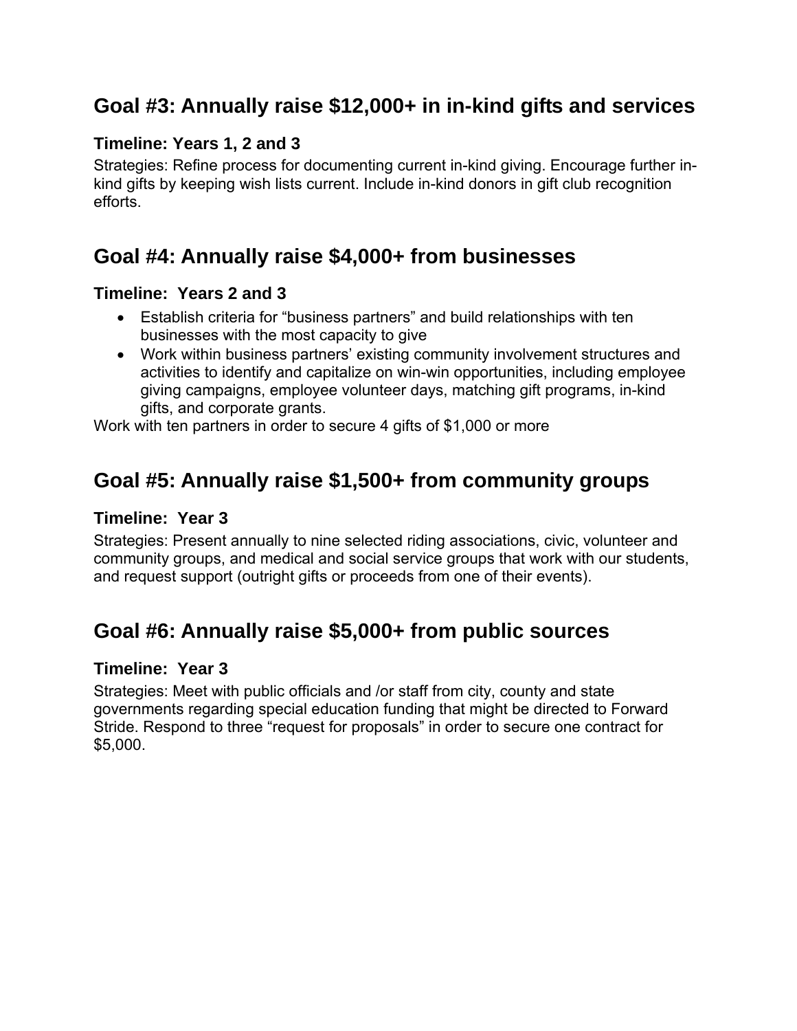## Goal #3: Annually raise $12,000+ in in-kind gifts and services

### Timeline: Years 1, 2 and 3

Strategies: Refine process for documenting current in-kind giving. Encourage further in-kind gifts by keeping wish lists current. Include in-kind donors in gift club recognition efforts.

## Goal #4: Annually raise $4,000+ from businesses

### Timeline: Years 2 and 3

- Establish criteria for "business partners" and build relationships with ten businesses with the most capacity to give
- Work within business partners' existing community involvement structures and activities to identify and capitalize on win-win opportunities, including employee giving campaigns, employee volunteer days, matching gift programs, in-kind gifts, and corporate grants.

Work with ten partners in order to secure 4 gifts of $1,000 or more

## Goal #5: Annually raise $1,500+ from community groups

### Timeline: Year 3

Strategies: Present annually to nine selected riding associations, civic, volunteer and community groups, and medical and social service groups that work with our students, and request support (outright gifts or proceeds from one of their events).

## Goal #6: Annually raise $5,000+ from public sources

### Timeline: Year 3

Strategies: Meet with public officials and /or staff from city, county and state governments regarding special education funding that might be directed to Forward Stride. Respond to three "request for proposals" in order to secure one contract for $5,000.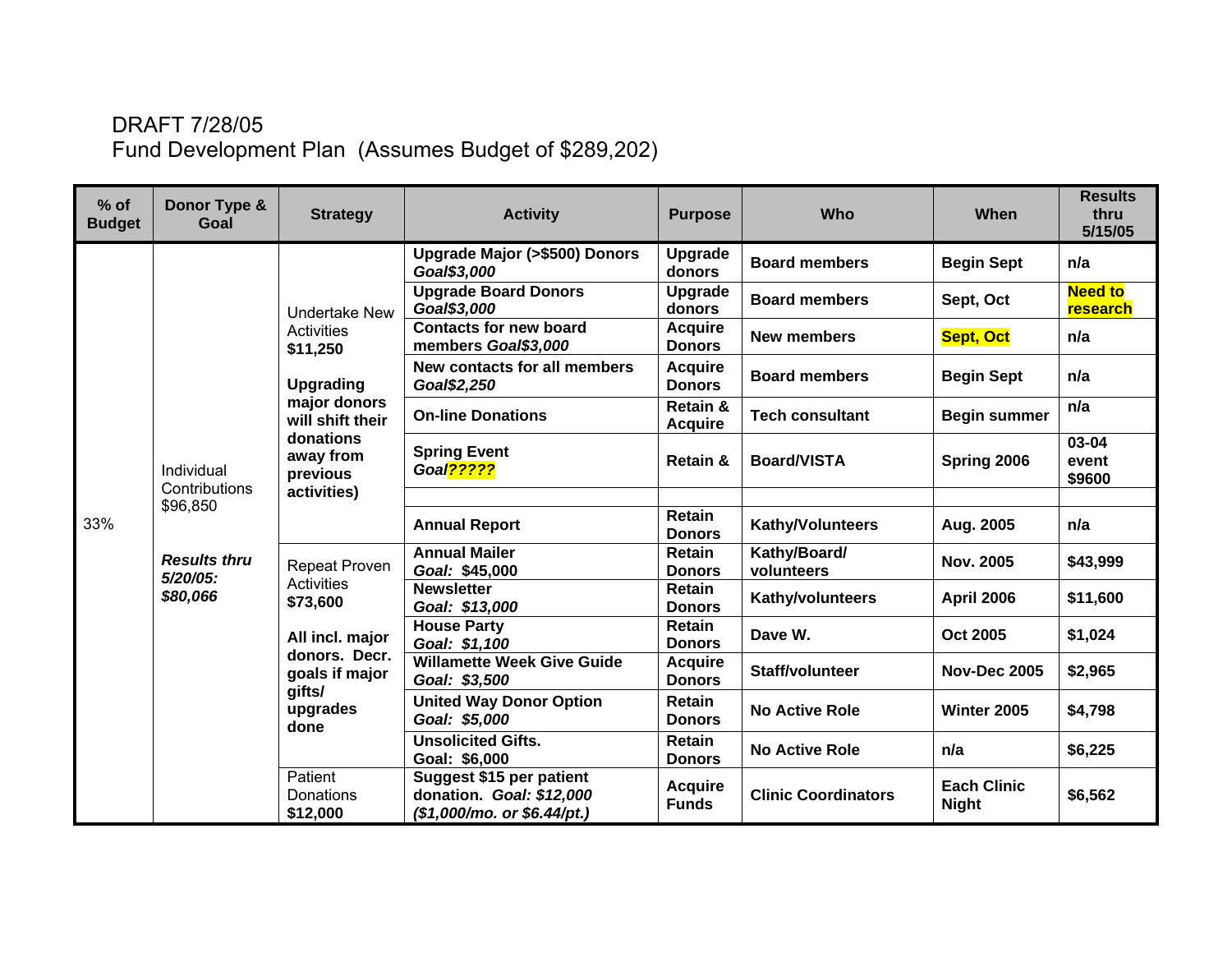DRAFT 7/28/05
Fund Development Plan (Assumes Budget of $289,202)

| % of Budget | Donor Type & Goal | Strategy | Activity | Purpose | Who | When | Results thru 5/15/05 |
|---|---|---|---|---|---|---|---|
| 33% | Individual Contributions $96,850<br><br>***Results thru 5/20/05: $80,066*** | Undertake New Activities **$11,250**<br><br>**Upgrading major donors will shift their donations away from previous activities)** | **Upgrade Major (>$500) Donors** ***Goal$3,000*** | **Upgrade donors** | **Board members** | **Begin Sept** | **n/a** |
| | | | **Upgrade Board Donors** ***Goal$3,000*** | **Upgrade donors** | **Board members** | **Sept, Oct** | **Need to research** |
| | | | **Contacts for new board members** ***Goal$3,000*** | **Acquire Donors** | **New members** | **Sept, Oct** | **n/a** |
| | | | **New contacts for all members** ***Goal$2,250*** | **Acquire Donors** | **Board members** | **Begin Sept** | **n/a** |
| | | | **On-line Donations** | **Retain & Acquire** | **Tech consultant** | **Begin summer** | **n/a** |
| | | | **Spring Event** ***Goal?????*** | **Retain &** | **Board/VISTA** | **Spring 2006** | **03-04 event $9600** |
| | | | | | | | |
| | | | **Annual Report** | **Retain Donors** | **Kathy/Volunteers** | **Aug. 2005** | **n/a** |
| | | Repeat Proven Activities **$73,600**<br><br>**All incl. major donors. Decr. goals if major gifts/ upgrades done** | **Annual Mailer** ***Goal: $45,000*** | **Retain Donors** | **Kathy/Board/ volunteers** | **Nov. 2005** | **$43,999** |
| | | | **Newsletter** ***Goal: $13,000*** | **Retain Donors** | **Kathy/volunteers** | **April 2006** | **$11,600** |
| | | | **House Party** ***Goal: $1,100*** | **Retain Donors** | **Dave W.** | **Oct 2005** | **$1,024** |
| | | | **Willamette Week Give Guide** ***Goal: $3,500*** | **Acquire Donors** | **Staff/volunteer** | **Nov-Dec 2005** | **$2,965** |
| | | | **United Way Donor Option** ***Goal: $5,000*** | **Retain Donors** | **No Active Role** | **Winter 2005** | **$4,798** |
| | | | **Unsolicited Gifts. Goal: $6,000** | **Retain Donors** | **No Active Role** | **n/a** | **$6,225** |
| | | Patient Donations **$12,000** | **Suggest $15 per patient donation.** ***Goal: $12,000 ($1,000/mo. or $6.44/pt.)*** | **Acquire Funds** | **Clinic Coordinators** | **Each Clinic Night** | **$6,562** |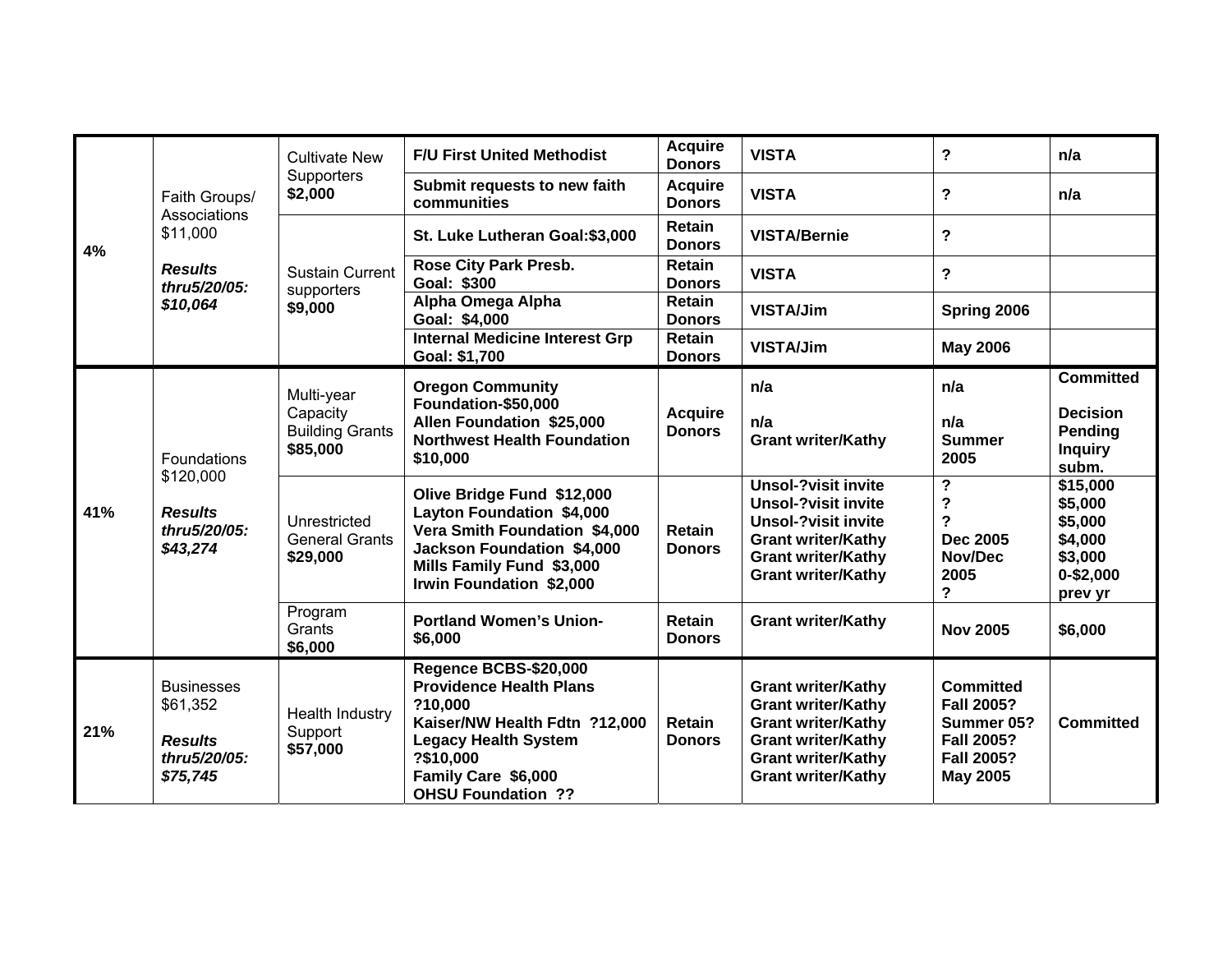| | | | | | | | |
|---|---|---|---|---|---|---|---|
| **4%** | Faith Groups/ Associations $11,000 ***Results thru5/20/05: $10,064*** | Cultivate New Supporters **$2,000** | **F/U First United Methodist** | **Acquire Donors** | **VISTA** | **?** | **n/a** |
| | | | **Submit requests to new faith communities** | **Acquire Donors** | **VISTA** | **?** | **n/a** |
| | | Sustain Current supporters **$9,000** | **St. Luke Lutheran Goal:$3,000** | **Retain Donors** | **VISTA/Bernie** | **?** | |
| | | | **Rose City Park Presb. Goal: $300** | **Retain Donors** | **VISTA** | **?** | |
| | | | **Alpha Omega Alpha Goal: $4,000** | **Retain Donors** | **VISTA/Jim** | **Spring 2006** | |
| | | | **Internal Medicine Interest Grp Goal: $1,700** | **Retain Donors** | **VISTA/Jim** | **May 2006** | |
| **41%** | Foundations $120,000 ***Results thru5/20/05: $43,274*** | Multi-year Capacity Building Grants **$85,000** | **Oregon Community Foundation-$50,000** **Allen Foundation $25,000** **Northwest Health Foundation $10,000** | **Acquire Donors** | **n/a** **n/a** **Grant writer/Kathy** | **n/a** **n/a** **Summer 2005** | **Committed** **Decision Pending** **Inquiry subm.** |
| | | Unrestricted General Grants **$29,000** | **Olive Bridge Fund $12,000** **Layton Foundation $4,000** **Vera Smith Foundation $4,000** **Jackson Foundation $4,000** **Mills Family Fund $3,000** **Irwin Foundation $2,000** | **Retain Donors** | **Unsol-?visit invite** **Unsol-?visit invite** **Unsol-?visit invite** **Grant writer/Kathy** **Grant writer/Kathy** **Grant writer/Kathy** | **?** **?** **?** **Dec 2005** **Nov/Dec 2005** **?** | **$15,000** **$5,000** **$5,000** **$4,000** **$3,000** **0-$2,000 prev yr** |
| | | Program Grants **$6,000** | **Portland Women's Union- $6,000** | **Retain Donors** | **Grant writer/Kathy** | **Nov 2005** | **$6,000** |
| **21%** | Businesses $61,352 ***Results thru5/20/05: $75,745*** | Health Industry Support **$57,000** | **Regence BCBS-$20,000** **Providence Health Plans ?10,000** **Kaiser/NW Health Fdtn ?12,000** **Legacy Health System ?$10,000** **Family Care $6,000** **OHSU Foundation ??** | **Retain Donors** | **Grant writer/Kathy** **Grant writer/Kathy** **Grant writer/Kathy** **Grant writer/Kathy** **Grant writer/Kathy** **Grant writer/Kathy** | **Committed** **Fall 2005?** **Summer 05?** **Fall 2005?** **Fall 2005?** **May 2005** | **Committed** |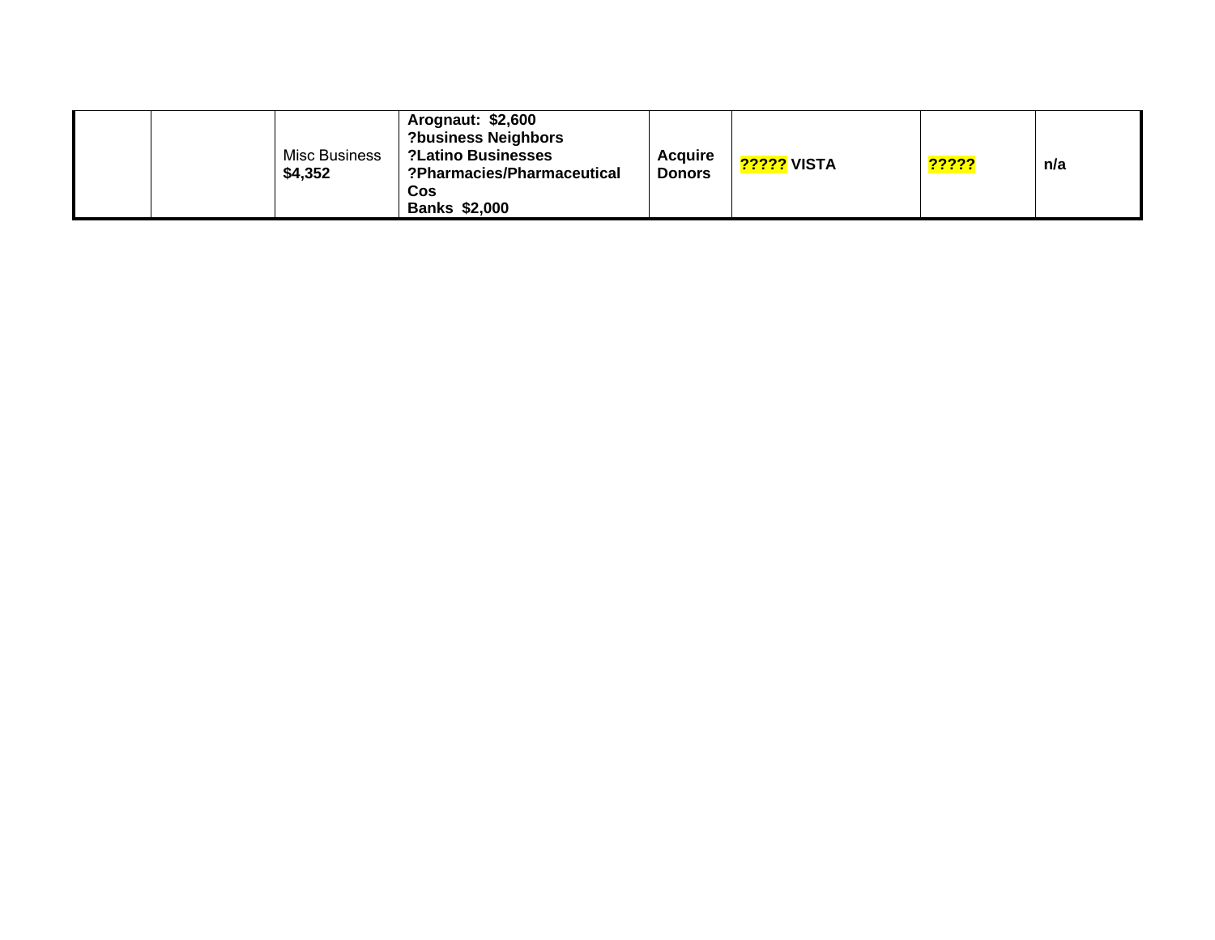| | | | | | | | |
|---|---|---|---|---|---|---|---|
| | | Misc Business **$4,352** | **Arognaut: $2,600** **?business Neighbors** **?Latino Businesses** **?Pharmacies/Pharmaceutical Cos** **Banks $2,000** | **Acquire Donors** | **????? VISTA** | **?????** | **n/a** |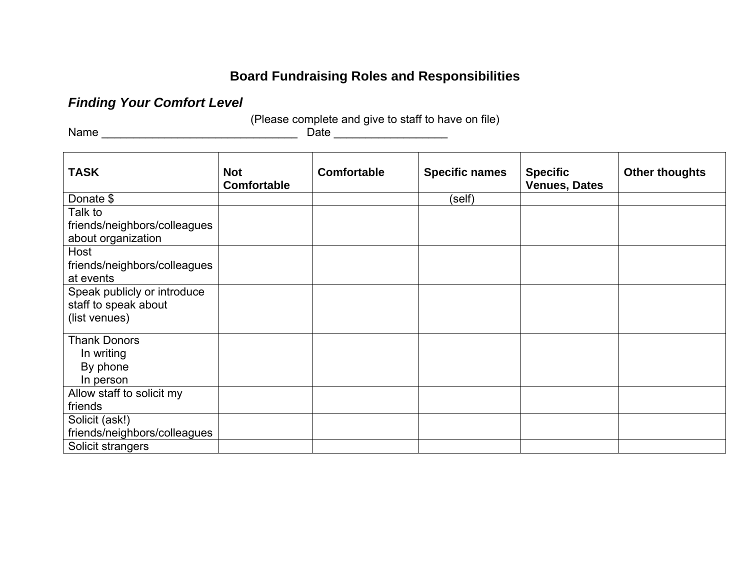# Board Fundraising Roles and Responsibilities

***Finding Your Comfort Level***

(Please complete and give to staff to have on file)

Name _______________________________ Date __________________

| TASK | Not Comfortable | Comfortable | Specific names | Specific Venues, Dates | Other thoughts |
|---|---|---|---|---|---|
| Donate $ | | | (self) | | |
| Talk to friends/neighbors/colleagues about organization | | | | | |
| Host friends/neighbors/colleagues at events | | | | | |
| Speak publicly or introduce staff to speak about (list venues) | | | | | |
| Thank Donors<br>In writing<br>By phone<br>In person | | | | | |
| Allow staff to solicit my friends | | | | | |
| Solicit (ask!) friends/neighbors/colleagues | | | | | |
| Solicit strangers | | | | | |